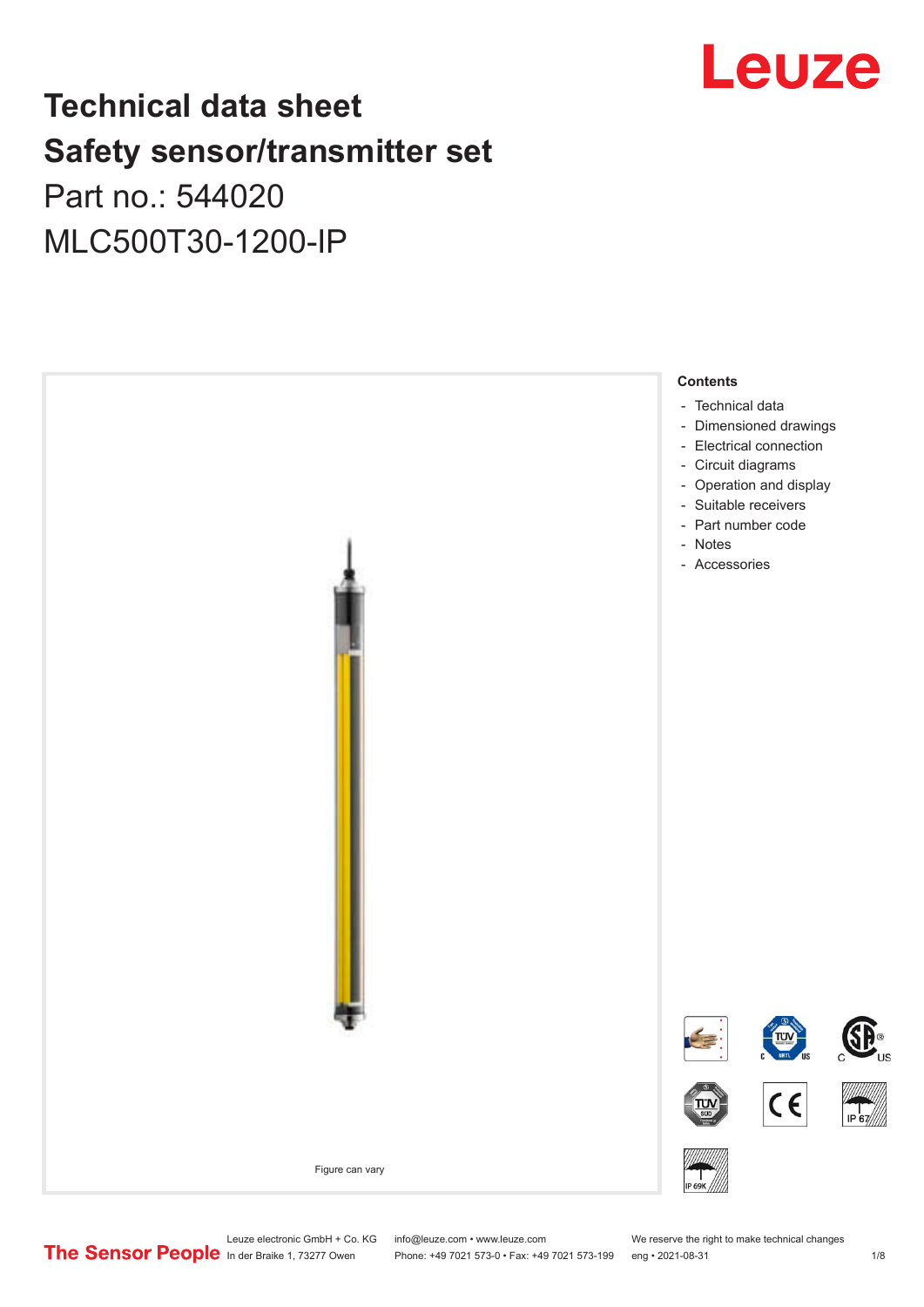# Technical data sheet
# Safety sensor/transmitter set

Part no.: 544020

MLC500T30-1200-IP

Figure can vary

**Contents**

- Technical data
- Dimensioned drawings
- Electrical connection
- Circuit diagrams
- Operation and display
- Suitable receivers
- Part number code
- Notes
- Accessories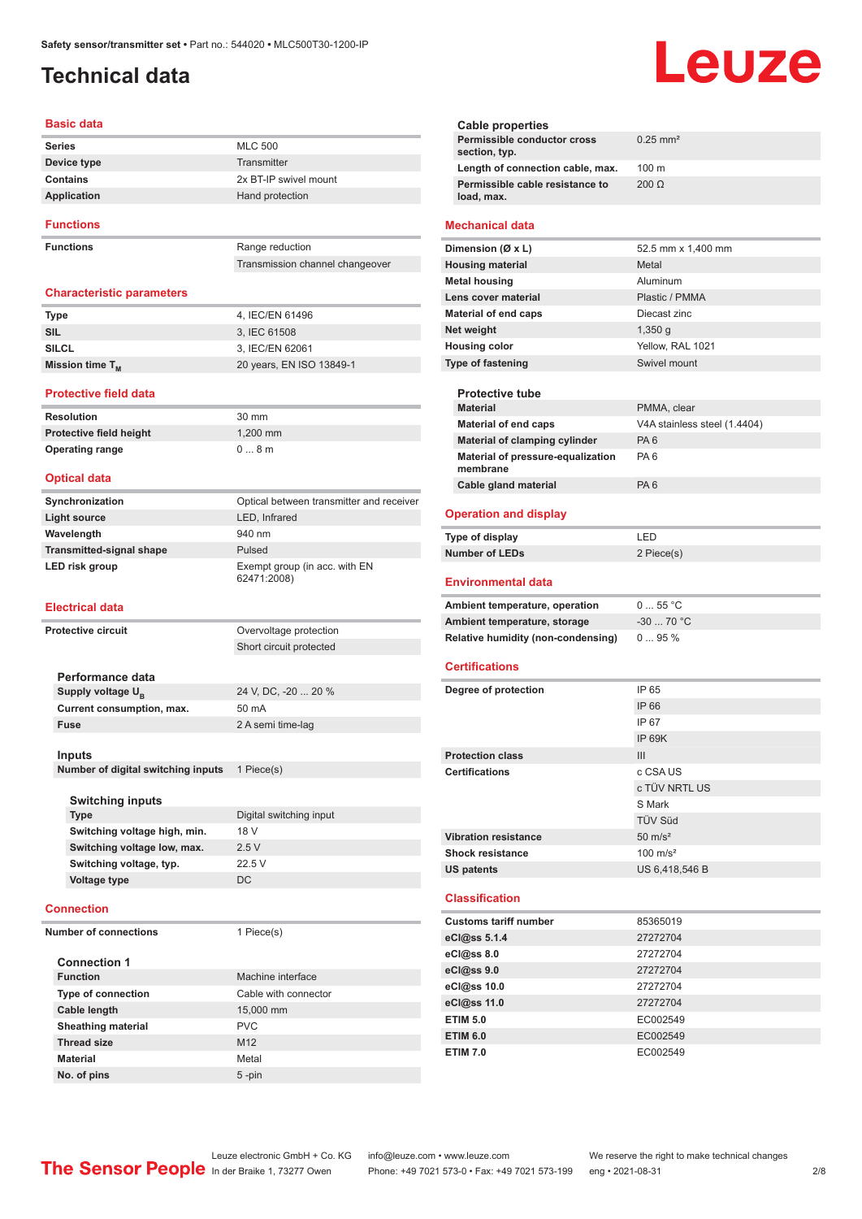# Technical data

## Basic data

| | |
|---|---|
| **Series** | MLC 500 |
| **Device type** | Transmitter |
| **Contains** | 2x BT-IP swivel mount |
| **Application** | Hand protection |

## Functions

| | |
|---|---|
| **Functions** | Range reduction |
| | Transmission channel changeover |

## Characteristic parameters

| | |
|---|---|
| **Type** | 4, IEC/EN 61496 |
| **SIL** | 3, IEC 61508 |
| **SILCL** | 3, IEC/EN 62061 |
| **Mission time $T_M$** | 20 years, EN ISO 13849-1 |

## Protective field data

| | |
|---|---|
| **Resolution** | 30 mm |
| **Protective field height** | 1,200 mm |
| **Operating range** | 0 ... 8 m |

## Optical data

| | |
|---|---|
| **Synchronization** | Optical between transmitter and receiver |
| **Light source** | LED, Infrared |
| **Wavelength** | 940 nm |
| **Transmitted-signal shape** | Pulsed |
| **LED risk group** | Exempt group (in acc. with EN 62471:2008) |

## Electrical data

| | |
|---|---|
| **Protective circuit** | Overvoltage protection |
| | Short circuit protected |

### Performance data

| | |
|---|---|
| **Supply voltage $U_B$** | 24 V, DC, -20 ... 20 % |
| **Current consumption, max.** | 50 mA |
| **Fuse** | 2 A semi time-lag |

### Inputs

| | |
|---|---|
| **Number of digital switching inputs** | 1 Piece(s) |

#### Switching inputs

| | |
|---|---|
| **Type** | Digital switching input |
| **Switching voltage high, min.** | 18 V |
| **Switching voltage low, max.** | 2.5 V |
| **Switching voltage, typ.** | 22.5 V |
| **Voltage type** | DC |

## Connection

| | |
|---|---|
| **Number of connections** | 1 Piece(s) |

### Connection 1

| | |
|---|---|
| **Function** | Machine interface |
| **Type of connection** | Cable with connector |
| **Cable length** | 15,000 mm |
| **Sheathing material** | PVC |
| **Thread size** | M12 |
| **Material** | Metal |
| **No. of pins** | 5 -pin |

### Cable properties

| | |
|---|---|
| **Permissible conductor cross section, typ.** | 0.25 mm² |
| **Length of connection cable, max.** | 100 m |
| **Permissible cable resistance to load, max.** | 200 Ω |

## Mechanical data

| | |
|---|---|
| **Dimension (Ø x L)** | 52.5 mm x 1,400 mm |
| **Housing material** | Metal |
| **Metal housing** | Aluminum |
| **Lens cover material** | Plastic / PMMA |
| **Material of end caps** | Diecast zinc |
| **Net weight** | 1,350 g |
| **Housing color** | Yellow, RAL 1021 |
| **Type of fastening** | Swivel mount |

### Protective tube

| | |
|---|---|
| **Material** | PMMA, clear |
| **Material of end caps** | V4A stainless steel (1.4404) |
| **Material of clamping cylinder** | PA 6 |
| **Material of pressure-equalization membrane** | PA 6 |
| **Cable gland material** | PA 6 |

## Operation and display

| | |
|---|---|
| **Type of display** | LED |
| **Number of LEDs** | 2 Piece(s) |

## Environmental data

| | |
|---|---|
| **Ambient temperature, operation** | 0 ... 55 °C |
| **Ambient temperature, storage** | -30 ... 70 °C |
| **Relative humidity (non-condensing)** | 0 ... 95 % |

## Certifications

| | |
|---|---|
| **Degree of protection** | IP 65 |
| | IP 66 |
| | IP 67 |
| | IP 69K |
| **Protection class** | III |
| **Certifications** | c CSA US |
| | c TÜV NRTL US |
| | S Mark |
| | TÜV Süd |
| **Vibration resistance** | 50 m/s² |
| **Shock resistance** | 100 m/s² |
| **US patents** | US 6,418,546 B |

## Classification

| | |
|---|---|
| **Customs tariff number** | 85365019 |
| **eCl@ss 5.1.4** | 27272704 |
| **eCl@ss 8.0** | 27272704 |
| **eCl@ss 9.0** | 27272704 |
| **eCl@ss 10.0** | 27272704 |
| **eCl@ss 11.0** | 27272704 |
| **ETIM 5.0** | EC002549 |
| **ETIM 6.0** | EC002549 |
| **ETIM 7.0** | EC002549 |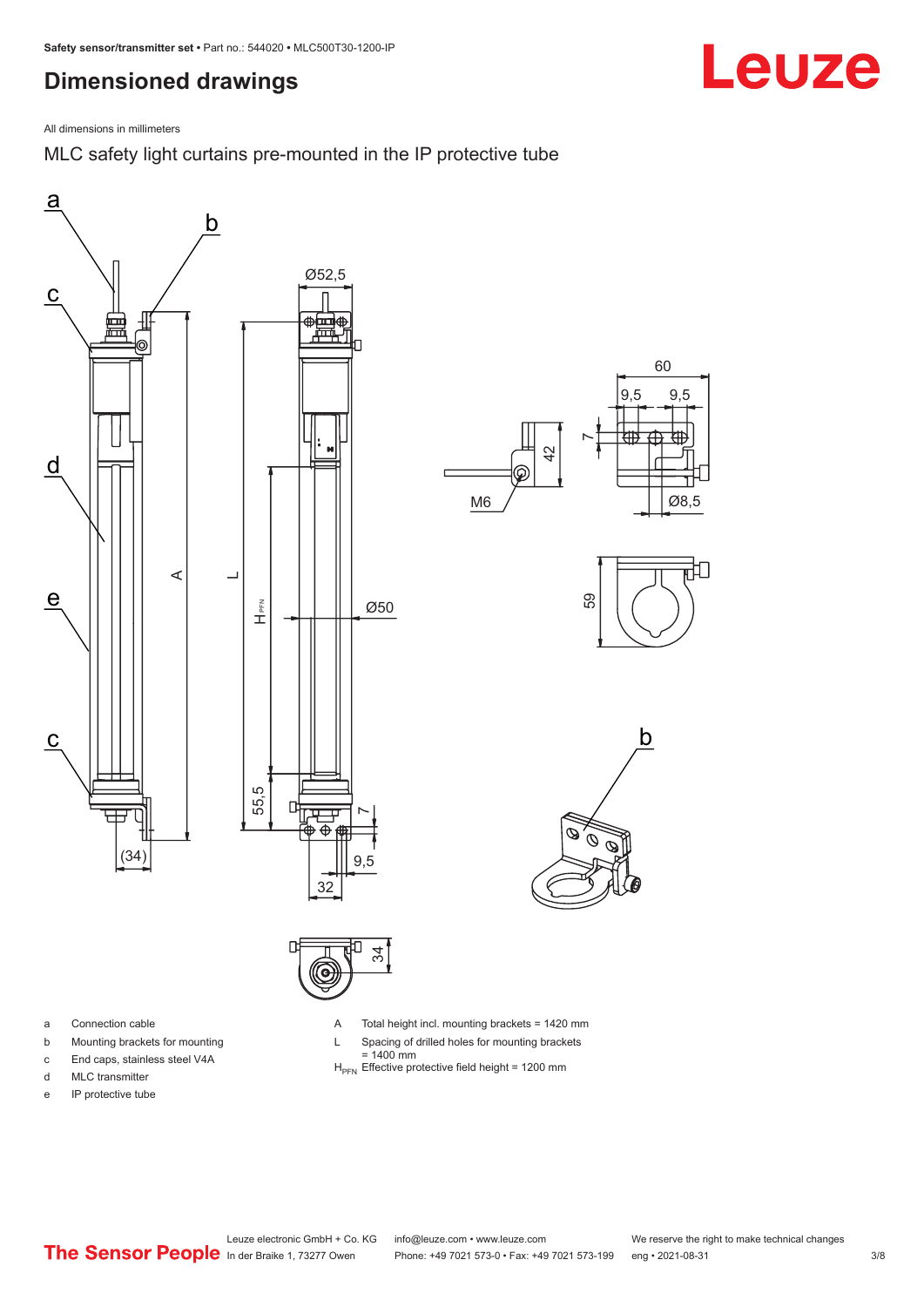# Dimensioned drawings

All dimensions in millimeters

## MLC safety light curtains pre-mounted in the IP protective tube

- a Connection cable
- b Mounting brackets for mounting
- c End caps, stainless steel V4A
- d MLC transmitter
- e IP protective tube

- A Total height incl. mounting brackets = 1420 mm
- L Spacing of drilled holes for mounting brackets = 1400 mm
- $H_{PFN}$ Effective protective field height = 1200 mm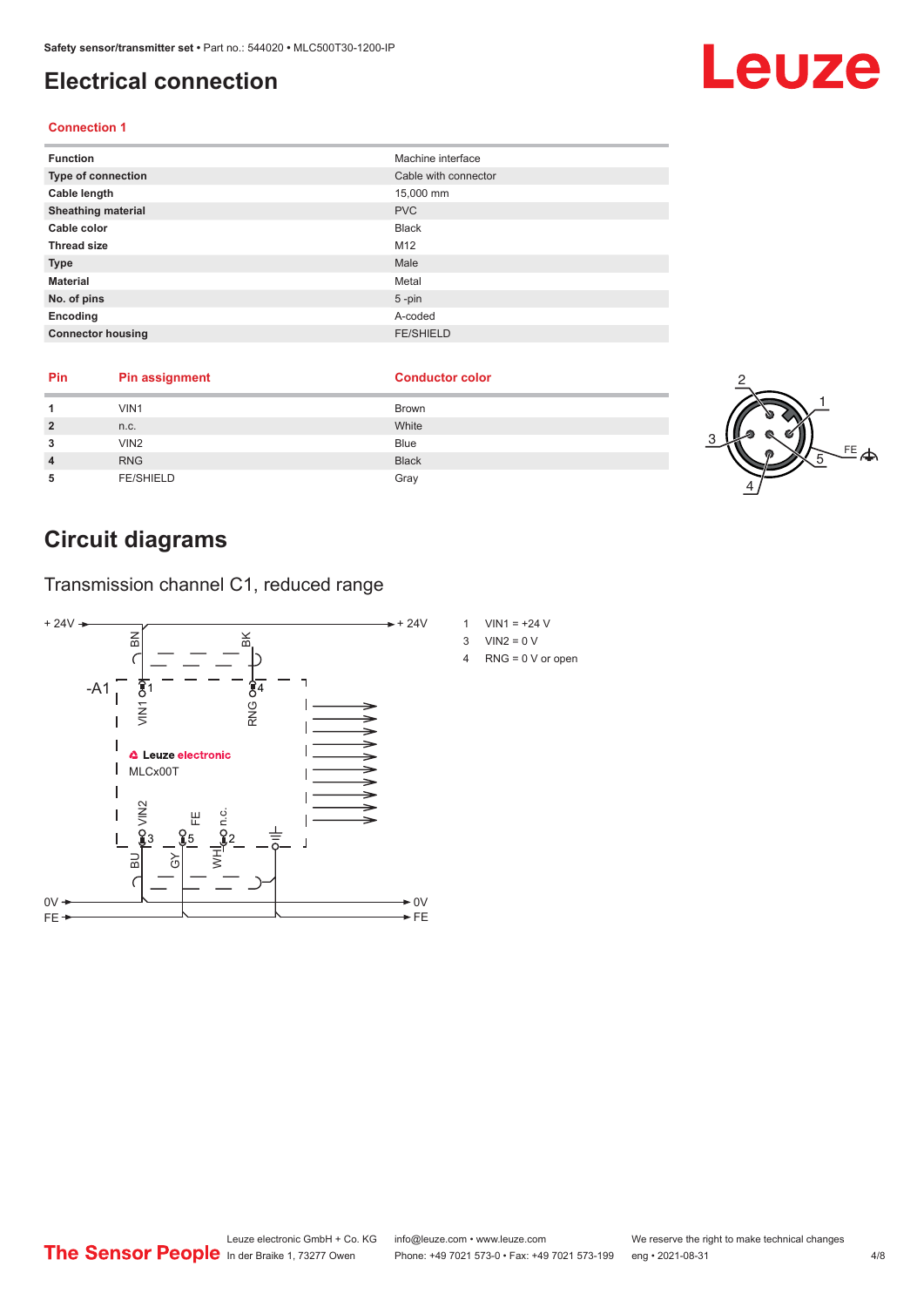# Electrical connection

### Connection 1

| Function | Machine interface |
|---|---|
| Type of connection | Cable with connector |
| Cable length | 15,000 mm |
| Sheathing material | PVC |
| Cable color | Black |
| Thread size | M12 |
| Type | Male |
| Material | Metal |
| No. of pins | 5 -pin |
| Encoding | A-coded |
| Connector housing | FE/SHIELD |

| Pin | Pin assignment | Conductor color |
|---|---|---|
| 1 | VIN1 | Brown |
| 2 | n.c. | White |
| 3 | VIN2 | Blue |
| 4 | RNG | Black |
| 5 | FE/SHIELD | Gray |

# Circuit diagrams

## Transmission channel C1, reduced range

1 VIN1 = +24 V

3 VIN2 = 0 V

4 RNG = 0 V or open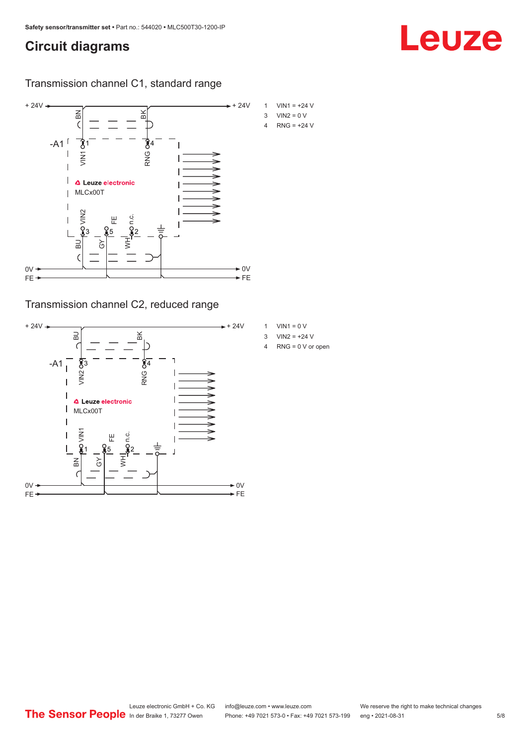## Circuit diagrams

### Transmission channel C1, standard range

+ 24V

BN BK

-A1

1 VIN1

4 RNG

Leuze electronic

MLCx00T

VIN2 3

FE 5

n.c. 2

BU GY WH

0V

FE

+ 24V

0V

FE

| | |
|---|---|
| 1 | VIN1 = +24 V |
| 3 | VIN2 = 0 V |
| 4 | RNG = +24 V |

### Transmission channel C2, reduced range

+ 24V

BU BK

-A1

3 VIN2

4 RNG

Leuze electronic

MLCx00T

VIN1 1

FE 5

n.c. 2

BN GY WH

0V

FE

+ 24V

0V

FE

| | |
|---|---|
| 1 | VIN1 = 0 V |
| 3 | VIN2 = +24 V |
| 4 | RNG = 0 V or open |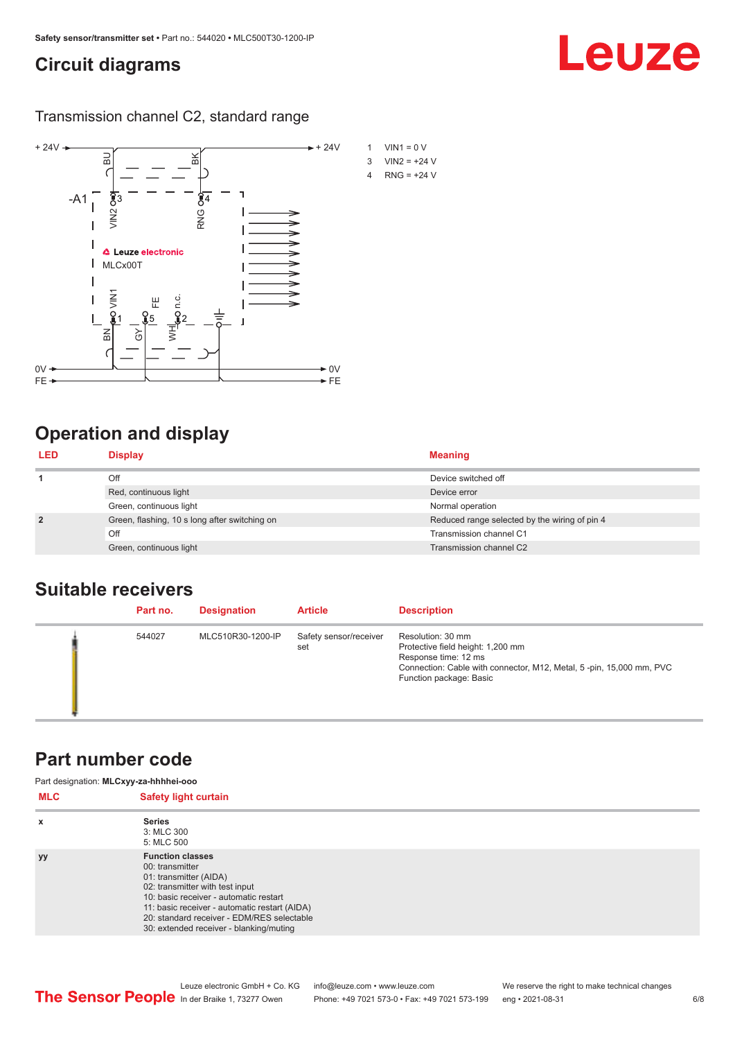# Circuit diagrams

## Transmission channel C2, standard range

1 VIN1 = 0 V
3 VIN2 = +24 V
4 RNG = +24 V

# Operation and display

| LED | Display | Meaning |
|---|---|---|
| 1 | Off | Device switched off |
| | Red, continuous light | Device error |
| | Green, continuous light | Normal operation |
| 2 | Green, flashing, 10 s long after switching on | Reduced range selected by the wiring of pin 4 |
| | Off | Transmission channel C1 |
| | Green, continuous light | Transmission channel C2 |

# Suitable receivers

| | Part no. | Designation | Article | Description |
|---|---|---|---|---|
| | 544027 | MLC510R30-1200-IP | Safety sensor/receiver set | Resolution: 30 mm<br>Protective field height: 1,200 mm<br>Response time: 12 ms<br>Connection: Cable with connector, M12, Metal, 5 -pin, 15,000 mm, PVC<br>Function package: Basic |

# Part number code

Part designation: **MLCxyy-za-hhhhei-ooo**

| MLC | Safety light curtain |
|---|---|
| x | **Series**<br>3: MLC 300<br>5: MLC 500 |
| yy | **Function classes**<br>00: transmitter<br>01: transmitter (AIDA)<br>02: transmitter with test input<br>10: basic receiver - automatic restart<br>11: basic receiver - automatic restart (AIDA)<br>20: standard receiver - EDM/RES selectable<br>30: extended receiver - blanking/muting |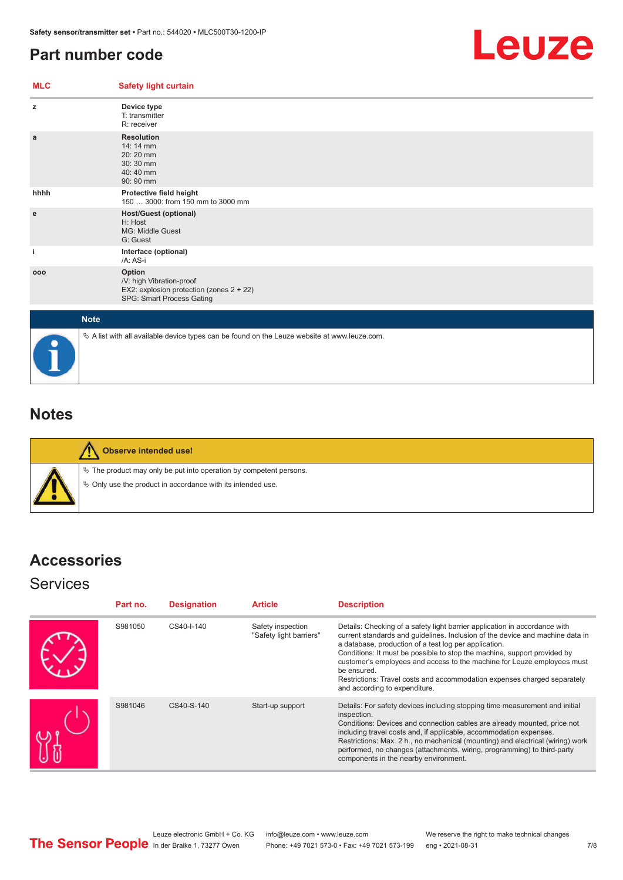## Part number code

| MLC | Safety light curtain |
|---|---|
| z | **Device type**<br>T: transmitter<br>R: receiver |
| a | **Resolution**<br>14: 14 mm<br>20: 20 mm<br>30: 30 mm<br>40: 40 mm<br>90: 90 mm |
| hhhh | **Protective field height**<br>150 … 3000: from 150 mm to 3000 mm |
| e | **Host/Guest (optional)**<br>H: Host<br>MG: Middle Guest<br>G: Guest |
| i | **Interface (optional)**<br>/A: AS-i |
| ooo | **Option**<br>/V: high Vibration-proof<br>EX2: explosion protection (zones 2 + 22)<br>SPG: Smart Process Gating |

**Note**

- A list with all available device types can be found on the Leuze website at www.leuze.com.

## Notes

**Observe intended use!**

- The product may only be put into operation by competent persons.
- Only use the product in accordance with its intended use.

## Accessories

### Services

| Part no. | Designation | Article | Description |
|---|---|---|---|
| S981050 | CS40-I-140 | Safety inspection "Safety light barriers" | Details: Checking of a safety light barrier application in accordance with current standards and guidelines. Inclusion of the device and machine data in a database, production of a test log per application.<br>Conditions: It must be possible to stop the machine, support provided by customer's employees and access to the machine for Leuze employees must be ensured.<br>Restrictions: Travel costs and accommodation expenses charged separately and according to expenditure. |
| S981046 | CS40-S-140 | Start-up support | Details: For safety devices including stopping time measurement and initial inspection.<br>Conditions: Devices and connection cables are already mounted, price not including travel costs and, if applicable, accommodation expenses.<br>Restrictions: Max. 2 h., no mechanical (mounting) and electrical (wiring) work performed, no changes (attachments, wiring, programming) to third-party components in the nearby environment. |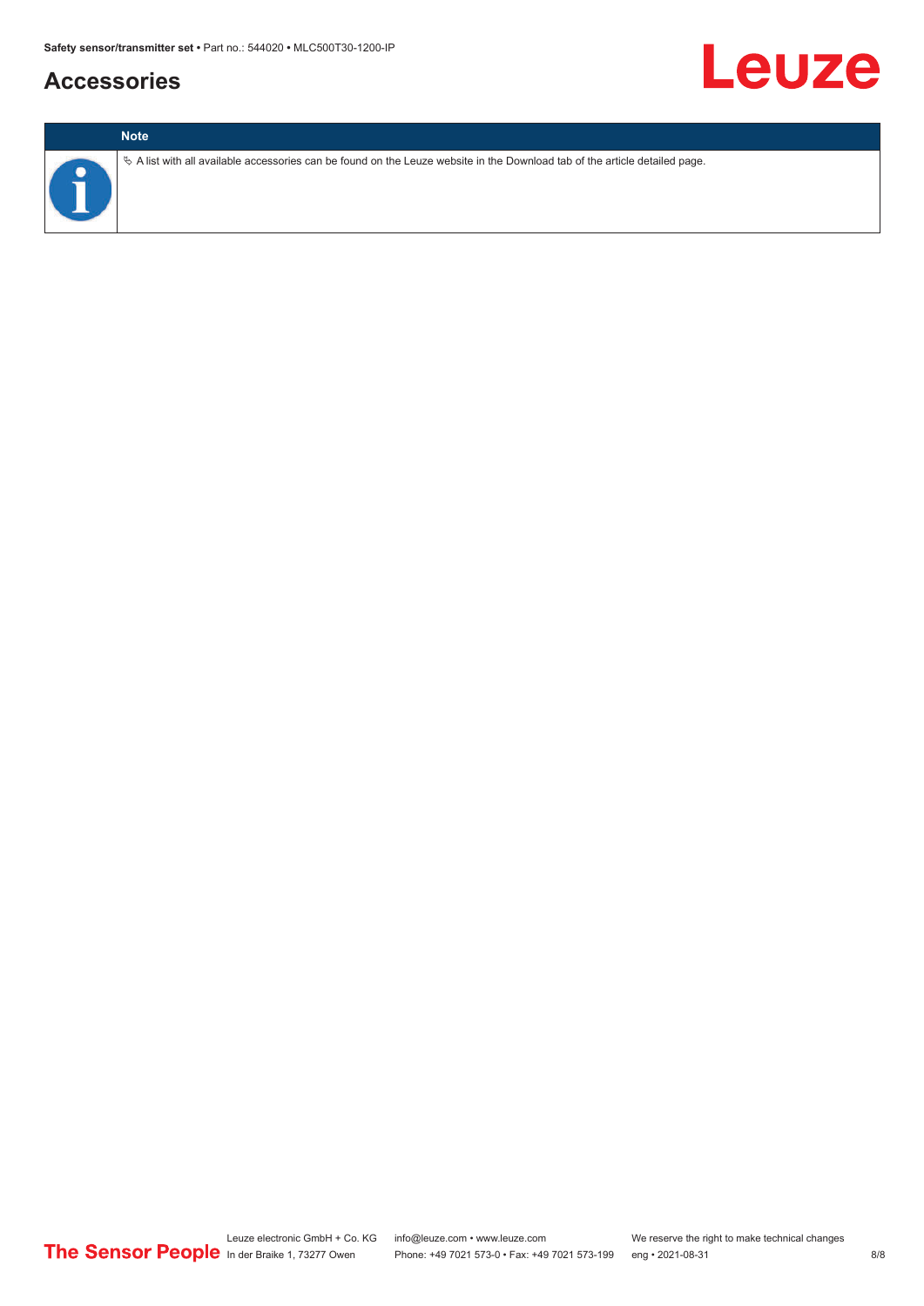## Accessories

| | Note |
|---|---|
| | ✎ A list with all available accessories can be found on the Leuze website in the Download tab of the article detailed page. |